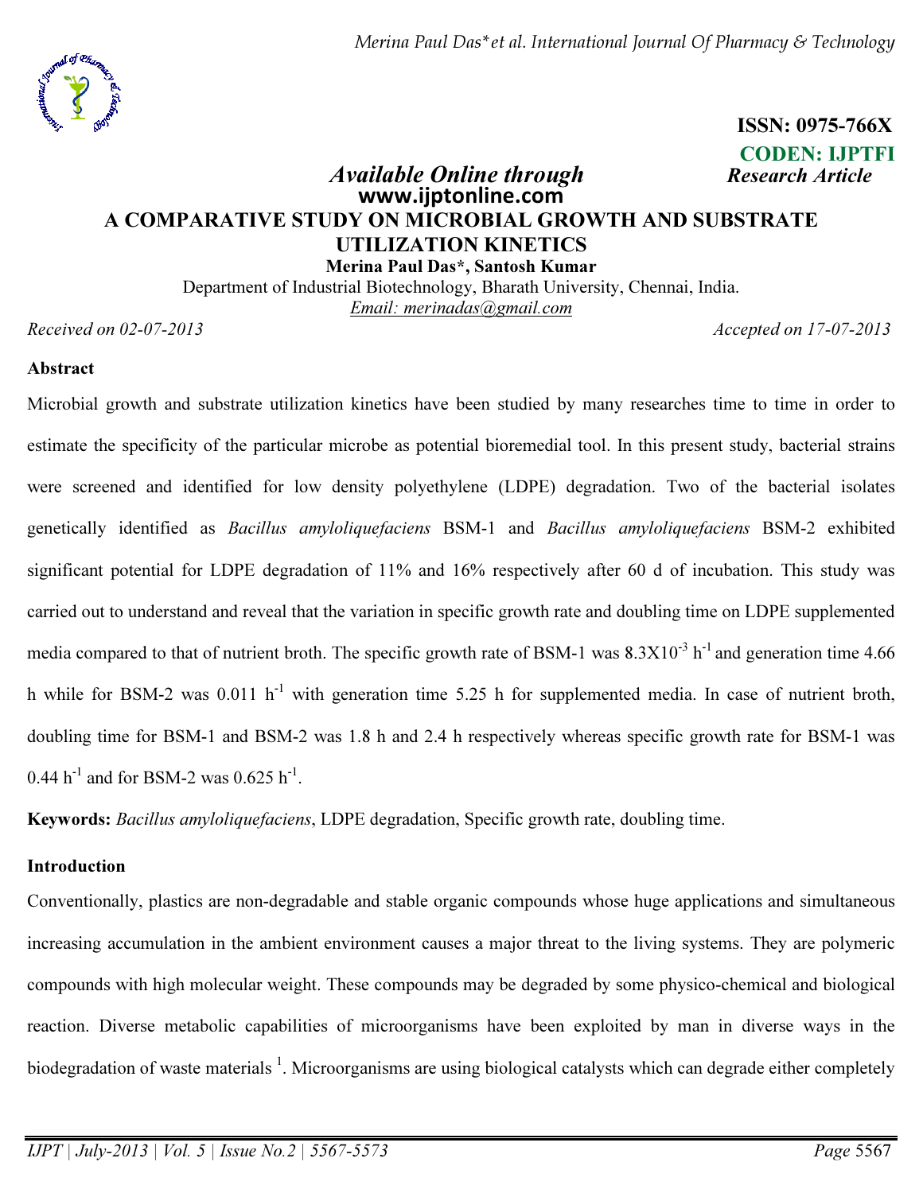ISSN: 0975-766X
CODEN: IJPTFI

*Available Online through* **Research Article**
**www.ijptonline.com**

# A COMPARATIVE STUDY ON MICROBIAL GROWTH AND SUBSTRATE UTILIZATION KINETICS

**Merina Paul Das*, Santosh Kumar**

Department of Industrial Biotechnology, Bharath University, Chennai, India.
*Email: merinadas@gmail.com*

*Received on 02-07-2013* *Accepted on 17-07-2013*

## Abstract

Microbial growth and substrate utilization kinetics have been studied by many researches time to time in order to estimate the specificity of the particular microbe as potential bioremedial tool. In this present study, bacterial strains were screened and identified for low density polyethylene (LDPE) degradation. Two of the bacterial isolates genetically identified as *Bacillus amyloliquefaciens* BSM-1 and *Bacillus amyloliquefaciens* BSM-2 exhibited significant potential for LDPE degradation of 11% and 16% respectively after 60 d of incubation. This study was carried out to understand and reveal that the variation in specific growth rate and doubling time on LDPE supplemented media compared to that of nutrient broth. The specific growth rate of BSM-1 was $8.3 \times 10^{-3}$ $h^{-1}$ and generation time 4.66 h while for BSM-2 was 0.011 $h^{-1}$ with generation time 5.25 h for supplemented media. In case of nutrient broth, doubling time for BSM-1 and BSM-2 was 1.8 h and 2.4 h respectively whereas specific growth rate for BSM-1 was 0.44 $h^{-1}$ and for BSM-2 was 0.625 $h^{-1}$.

**Keywords:** *Bacillus amyloliquefaciens*, LDPE degradation, Specific growth rate, doubling time.

## Introduction

Conventionally, plastics are non-degradable and stable organic compounds whose huge applications and simultaneous increasing accumulation in the ambient environment causes a major threat to the living systems. They are polymeric compounds with high molecular weight. These compounds may be degraded by some physico-chemical and biological reaction. Diverse metabolic capabilities of microorganisms have been exploited by man in diverse ways in the biodegradation of waste materials [1]. Microorganisms are using biological catalysts which can degrade either completely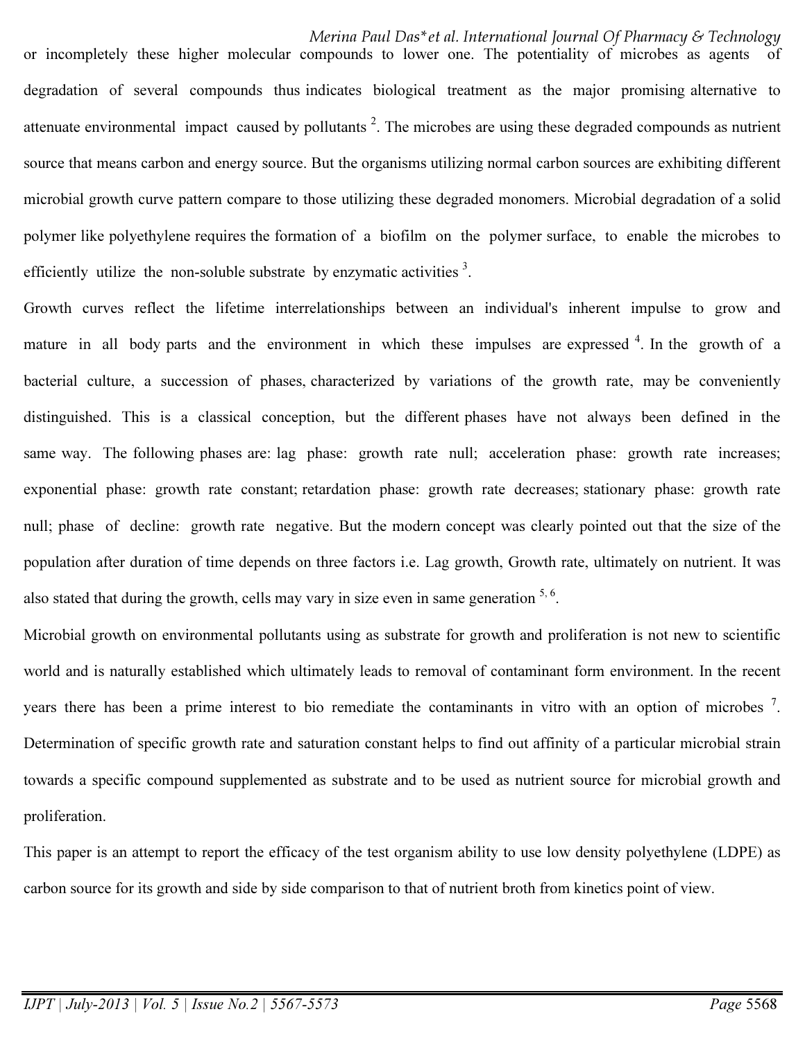or incompletely these higher molecular compounds to lower one. The potentiality of microbes as agents of degradation of several compounds thus indicates biological treatment as the major promising alternative to attenuate environmental impact caused by pollutants [2]. The microbes are using these degraded compounds as nutrient source that means carbon and energy source. But the organisms utilizing normal carbon sources are exhibiting different microbial growth curve pattern compare to those utilizing these degraded monomers. Microbial degradation of a solid polymer like polyethylene requires the formation of a biofilm on the polymer surface, to enable the microbes to efficiently utilize the non-soluble substrate by enzymatic activities [3].

Growth curves reflect the lifetime interrelationships between an individual's inherent impulse to grow and mature in all body parts and the environment in which these impulses are expressed [4]. In the growth of a bacterial culture, a succession of phases, characterized by variations of the growth rate, may be conveniently distinguished. This is a classical conception, but the different phases have not always been defined in the same way. The following phases are: lag phase: growth rate null; acceleration phase: growth rate increases; exponential phase: growth rate constant; retardation phase: growth rate decreases; stationary phase: growth rate null; phase of decline: growth rate negative. But the modern concept was clearly pointed out that the size of the population after duration of time depends on three factors i.e. Lag growth, Growth rate, ultimately on nutrient. It was also stated that during the growth, cells may vary in size even in same generation [5, 6].

Microbial growth on environmental pollutants using as substrate for growth and proliferation is not new to scientific world and is naturally established which ultimately leads to removal of contaminant form environment. In the recent years there has been a prime interest to bio remediate the contaminants in vitro with an option of microbes [7]. Determination of specific growth rate and saturation constant helps to find out affinity of a particular microbial strain towards a specific compound supplemented as substrate and to be used as nutrient source for microbial growth and proliferation.

This paper is an attempt to report the efficacy of the test organism ability to use low density polyethylene (LDPE) as carbon source for its growth and side by side comparison to that of nutrient broth from kinetics point of view.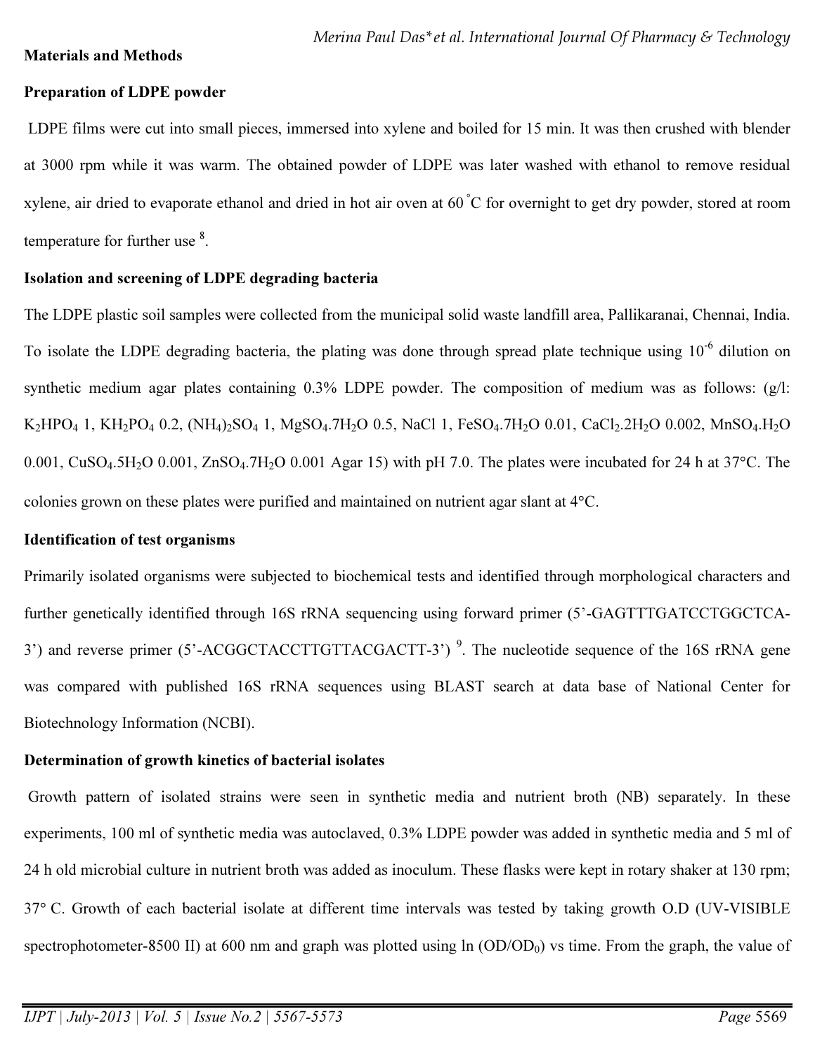## Materials and Methods

### Preparation of LDPE powder

LDPE films were cut into small pieces, immersed into xylene and boiled for 15 min. It was then crushed with blender at 3000 rpm while it was warm. The obtained powder of LDPE was later washed with ethanol to remove residual xylene, air dried to evaporate ethanol and dried in hot air oven at 60 °C for overnight to get dry powder, stored at room temperature for further use [8].

### Isolation and screening of LDPE degrading bacteria

The LDPE plastic soil samples were collected from the municipal solid waste landfill area, Pallikaranai, Chennai, India. To isolate the LDPE degrading bacteria, the plating was done through spread plate technique using $10^{-6}$ dilution on synthetic medium agar plates containing 0.3% LDPE powder. The composition of medium was as follows: (g/l: $K_2HPO_4$ 1, $KH_2PO_4$ 0.2, $(NH_4)_2SO_4$ 1, $MgSO_4.7H_2O$ 0.5, NaCl 1, $FeSO_4.7H_2O$ 0.01, $CaCl_2.2H_2O$ 0.002, $MnSO_4.H_2O$ 0.001, $CuSO_4.5H_2O$ 0.001, $ZnSO_4.7H_2O$ 0.001 Agar 15) with pH 7.0. The plates were incubated for 24 h at 37°C. The colonies grown on these plates were purified and maintained on nutrient agar slant at 4°C.

### Identification of test organisms

Primarily isolated organisms were subjected to biochemical tests and identified through morphological characters and further genetically identified through 16S rRNA sequencing using forward primer (5'-GAGTTTGATCCTGGCTCA-3') and reverse primer (5'-ACGGCTACCTTGTTACGACTT-3') [9]. The nucleotide sequence of the 16S rRNA gene was compared with published 16S rRNA sequences using BLAST search at data base of National Center for Biotechnology Information (NCBI).

### Determination of growth kinetics of bacterial isolates

Growth pattern of isolated strains were seen in synthetic media and nutrient broth (NB) separately. In these experiments, 100 ml of synthetic media was autoclaved, 0.3% LDPE powder was added in synthetic media and 5 ml of 24 h old microbial culture in nutrient broth was added as inoculum. These flasks were kept in rotary shaker at 130 rpm; 37° C. Growth of each bacterial isolate at different time intervals was tested by taking growth O.D (UV-VISIBLE spectrophotometer-8500 II) at 600 nm and graph was plotted using ln $(OD/OD_0)$ vs time. From the graph, the value of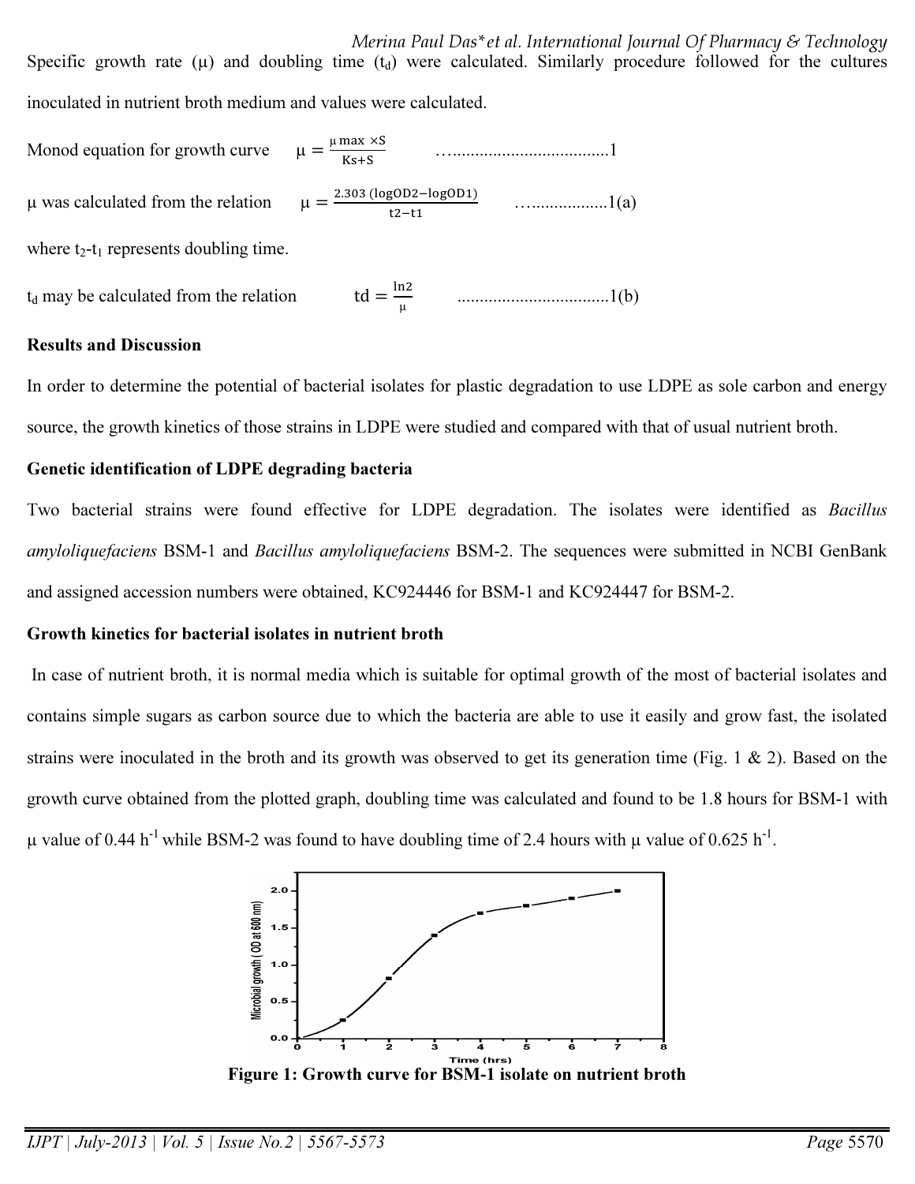Specific growth rate ($\mu$) and doubling time ($t_d$) were calculated. Similarly procedure followed for the cultures inoculated in nutrient broth medium and values were calculated.

Monod equation for growth curve $\mu = \frac{\mu \max \times S}{Ks+S}$ ……………………………….1

$\mu$ was calculated from the relation $\mu = \frac{2.303\ (\log OD2 - \log OD1)}{t2 - t1}$ ……………….1(a)

where $t_2$-$t_1$ represents doubling time.

$t_d$ may be calculated from the relation $td = \frac{\ln 2}{\mu}$ …………………………….1(b)

**Results and Discussion**

In order to determine the potential of bacterial isolates for plastic degradation to use LDPE as sole carbon and energy source, the growth kinetics of those strains in LDPE were studied and compared with that of usual nutrient broth.

**Genetic identification of LDPE degrading bacteria**

Two bacterial strains were found effective for LDPE degradation. The isolates were identified as *Bacillus amyloliquefaciens* BSM-1 and *Bacillus amyloliquefaciens* BSM-2. The sequences were submitted in NCBI GenBank and assigned accession numbers were obtained, KC924446 for BSM-1 and KC924447 for BSM-2.

**Growth kinetics for bacterial isolates in nutrient broth**

In case of nutrient broth, it is normal media which is suitable for optimal growth of the most of bacterial isolates and contains simple sugars as carbon source due to which the bacteria are able to use it easily and grow fast, the isolated strains were inoculated in the broth and its growth was observed to get its generation time (Fig. 1 & 2). Based on the growth curve obtained from the plotted graph, doubling time was calculated and found to be 1.8 hours for BSM-1 with $\mu$ value of 0.44 $h^{-1}$ while BSM-2 was found to have doubling time of 2.4 hours with $\mu$ value of 0.625 $h^{-1}$.

**Figure 1: Growth curve for BSM-1 isolate on nutrient broth**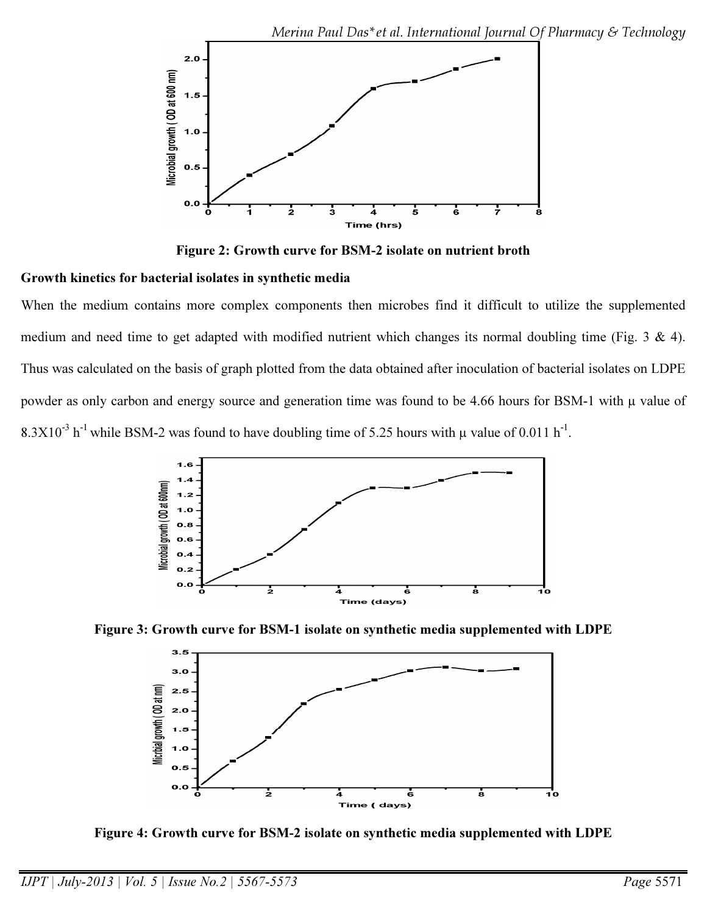Figure 2: Growth curve for BSM-2 isolate on nutrient broth

**Growth kinetics for bacterial isolates in synthetic media**

When the medium contains more complex components then microbes find it difficult to utilize the supplemented medium and need time to get adapted with modified nutrient which changes its normal doubling time (Fig. 3 & 4). Thus was calculated on the basis of graph plotted from the data obtained after inoculation of bacterial isolates on LDPE powder as only carbon and energy source and generation time was found to be 4.66 hours for BSM-1 with μ value of $8.3X10^{-3}$ $h^{-1}$ while BSM-2 was found to have doubling time of 5.25 hours with μ value of 0.011 $h^{-1}$.

Figure 3: Growth curve for BSM-1 isolate on synthetic media supplemented with LDPE

Figure 4: Growth curve for BSM-2 isolate on synthetic media supplemented with LDPE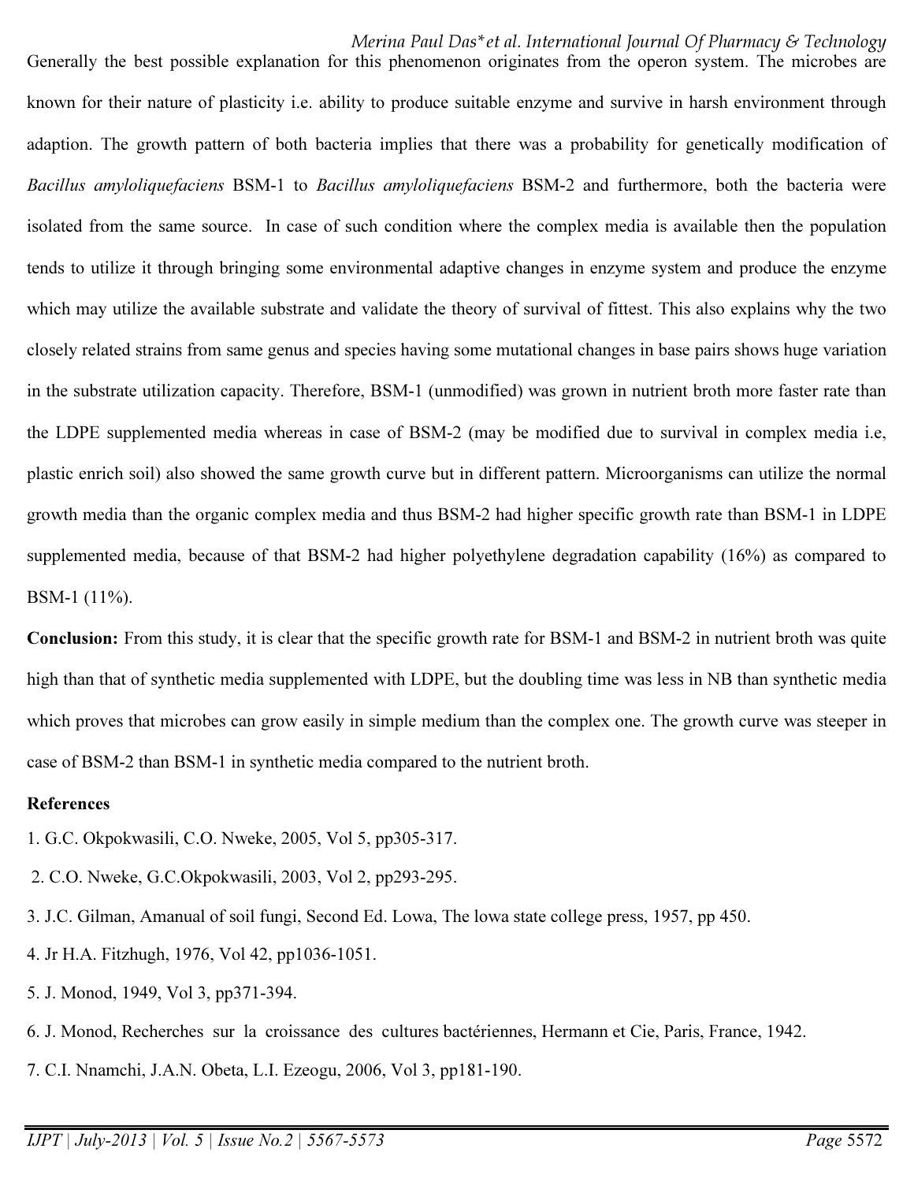Generally the best possible explanation for this phenomenon originates from the operon system. The microbes are known for their nature of plasticity i.e. ability to produce suitable enzyme and survive in harsh environment through adaption. The growth pattern of both bacteria implies that there was a probability for genetically modification of *Bacillus amyloliquefaciens* BSM-1 to *Bacillus amyloliquefaciens* BSM-2 and furthermore, both the bacteria were isolated from the same source. In case of such condition where the complex media is available then the population tends to utilize it through bringing some environmental adaptive changes in enzyme system and produce the enzyme which may utilize the available substrate and validate the theory of survival of fittest. This also explains why the two closely related strains from same genus and species having some mutational changes in base pairs shows huge variation in the substrate utilization capacity. Therefore, BSM-1 (unmodified) was grown in nutrient broth more faster rate than the LDPE supplemented media whereas in case of BSM-2 (may be modified due to survival in complex media i.e, plastic enrich soil) also showed the same growth curve but in different pattern. Microorganisms can utilize the normal growth media than the organic complex media and thus BSM-2 had higher specific growth rate than BSM-1 in LDPE supplemented media, because of that BSM-2 had higher polyethylene degradation capability (16%) as compared to BSM-1 (11%).

**Conclusion:** From this study, it is clear that the specific growth rate for BSM-1 and BSM-2 in nutrient broth was quite high than that of synthetic media supplemented with LDPE, but the doubling time was less in NB than synthetic media which proves that microbes can grow easily in simple medium than the complex one. The growth curve was steeper in case of BSM-2 than BSM-1 in synthetic media compared to the nutrient broth.

**References**

1. G.C. Okpokwasili, C.O. Nweke, 2005, Vol 5, pp305-317.
2. C.O. Nweke, G.C.Okpokwasili, 2003, Vol 2, pp293-295.
3. J.C. Gilman, Amanual of soil fungi, Second Ed. Lowa, The lowa state college press, 1957, pp 450.
4. Jr H.A. Fitzhugh, 1976, Vol 42, pp1036-1051.
5. J. Monod, 1949, Vol 3, pp371-394.
6. J. Monod, Recherches sur la croissance des cultures bactériennes, Hermann et Cie, Paris, France, 1942.
7. C.I. Nnamchi, J.A.N. Obeta, L.I. Ezeogu, 2006, Vol 3, pp181-190.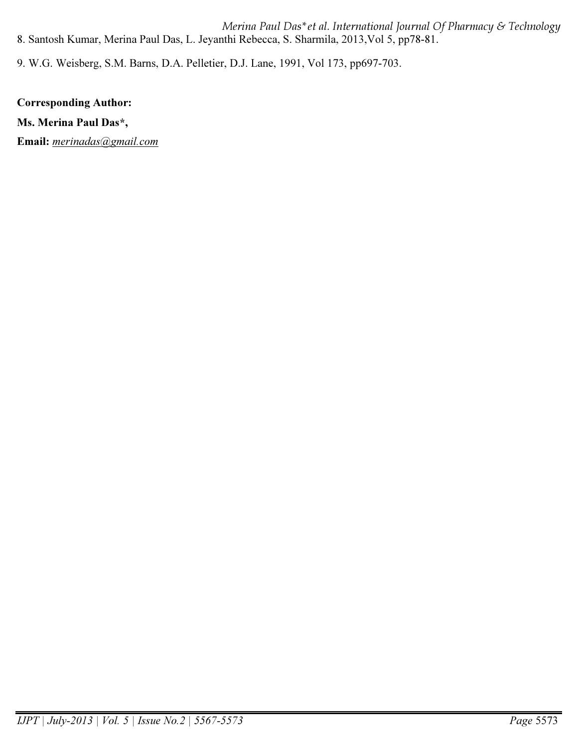8. Santosh Kumar, Merina Paul Das, L. Jeyanthi Rebecca, S. Sharmila, 2013,Vol 5, pp78-81.

9. W.G. Weisberg, S.M. Barns, D.A. Pelletier, D.J. Lane, 1991, Vol 173, pp697-703.

**Corresponding Author:**

**Ms. Merina Paul Das*,**

**Email:** merinadas@gmail.com